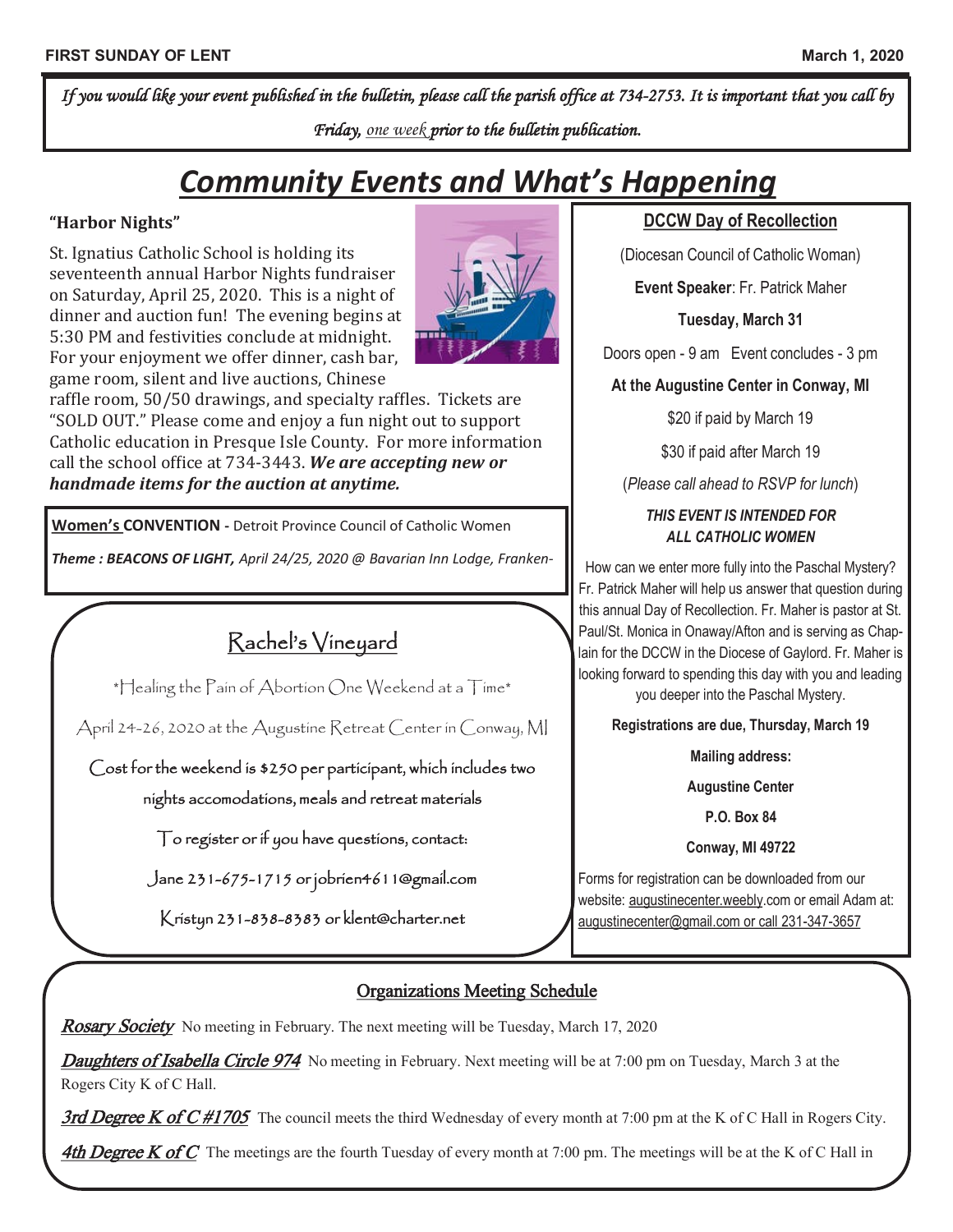*If you would like your event published in the bulletin, please call the parish office at 734-2753. It is important that you call by Friday, one week prior to the bulletin publication.*

# Community Events and What's Happening

## "Harbor Nights"

St. Ignatius Catholic School is holding its seventeenth annual Harbor Nights fundraiser on Saturday, April 25, 2020. This is a night of dinner and auction fun! The evening begins at 5:30 PM and festivities conclude at midnight. For your enjoyment we offer dinner, cash bar, game room, silent and live auctions, Chinese raffle room, 50/50 drawings, and specialty raffles. Tickets are "SOLD OUT." Please come and enjoy a fun night out to support Catholic education in Presque Isle County. For more information call the school office at 734-3443. ***We are accepting new or handmade items for the auction at anytime.***

**Women's CONVENTION** - Detroit Province Council of Catholic Women

***Theme : BEACONS OF LIGHT,*** *April 24/25, 2020 @ Bavarian Inn Lodge, Franken-*

## Rachel's Vineyard

\*Healing the Pain of Abortion One Weekend at a Time\*

April 24-26, 2020 at the Augustine Retreat Center in Conway, MI

Cost for the weekend is $250 per participant, which includes two nights accomodations, meals and retreat materials

To register or if you have questions, contact:

Jane 231-675-1715 or jobrien4611@gmail.com

Kristyn 231-838-8383 or klent@charter.net

## DCCW Day of Recollection

(Diocesan Council of Catholic Woman)

**Event Speaker**: Fr. Patrick Maher

**Tuesday, March 31**

Doors open - 9 am Event concludes - 3 pm

**At the Augustine Center in Conway, MI**

$20 if paid by March 19

$30 if paid after March 19

(*Please call ahead to RSVP for lunch*)

***THIS EVENT IS INTENDED FOR ALL CATHOLIC WOMEN***

How can we enter more fully into the Paschal Mystery? Fr. Patrick Maher will help us answer that question during this annual Day of Recollection. Fr. Maher is pastor at St. Paul/St. Monica in Onaway/Afton and is serving as Chaplain for the DCCW in the Diocese of Gaylord. Fr. Maher is looking forward to spending this day with you and leading you deeper into the Paschal Mystery.

**Registrations are due, Thursday, March 19**

**Mailing address:**

**Augustine Center**

**P.O. Box 84**

**Conway, MI 49722**

Forms for registration can be downloaded from our website: augustinecenter.weebly.com or email Adam at: augustinecenter@gmail.com or call 231-347-3657

## Organizations Meeting Schedule

***Rosary Society*** No meeting in February. The next meeting will be Tuesday, March 17, 2020

***Daughters of Isabella Circle 974*** No meeting in February. Next meeting will be at 7:00 pm on Tuesday, March 3 at the Rogers City K of C Hall.

***3rd Degree K of C #1705*** The council meets the third Wednesday of every month at 7:00 pm at the K of C Hall in Rogers City.

***4th Degree K of C*** The meetings are the fourth Tuesday of every month at 7:00 pm. The meetings will be at the K of C Hall in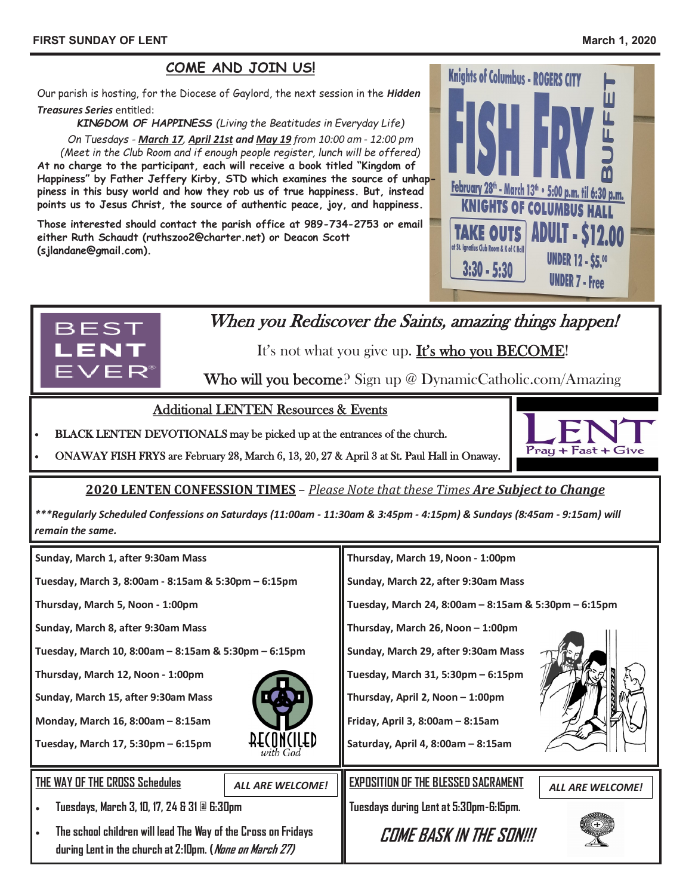FIRST SUNDAY OF LENT — March 1, 2020

## COME AND JOIN US!

Our parish is hosting, for the Diocese of Gaylord, the next session in the ***Hidden Treasures Series*** entitled:

***KINGDOM OF HAPPINESS*** *(Living the Beatitudes in Everyday Life)*

*On Tuesdays - **March 17**, **April 21st** and **May 19** from 10:00 am - 12:00 pm*
*(Meet in the Club Room and if enough people register, lunch will be offered)*

**At no charge to the participant, each will receive a book titled "Kingdom of Happiness" by Father Jeffery Kirby, STD which examines the source of unhappiness in this busy world and how they rob us of true happiness. But, instead points us to Jesus Christ, the source of authentic peace, joy, and happiness.**

**Those interested should contact the parish office at 989-734-2753 or email either Ruth Schaudt (ruthszoo2@charter.net) or Deacon Scott (sjlandane@gmail.com).**

Knights of Columbus - ROGERS CITY
FISH FRY BUFFET
February 28th - March 13th • 5:00 p.m. til 6:30 p.m.
KNIGHTS OF COLUMBUS HALL
TAKE OUTS at St. Ignatius Club Room & K of C Hall 3:30 - 5:30
ADULT - $12.00
UNDER 12 - $5.00
UNDER 7 - Free

BEST LENT EVER

*When you Rediscover the Saints, amazing things happen!*

It's not what you give up. It's who you BECOME!

Who will you become? Sign up @ DynamicCatholic.com/Amazing

## Additional LENTEN Resources & Events

- BLACK LENTEN DEVOTIONALS may be picked up at the entrances of the church.
- ONAWAY FISH FRYS are February 28, March 6, 13, 20, 27 & April 3 at St. Paul Hall in Onaway.

LENT — Pray + Fast + Give

## 2020 LENTEN CONFESSION TIMES – *Please Note that these Times **Are Subject to Change***

****\*\*Regularly Scheduled Confessions on Saturdays (11:00am - 11:30am & 3:45pm - 4:15pm) & Sundays (8:45am - 9:15am) will remain the same.***

**Sunday, March 1, after 9:30am Mass**
**Tuesday, March 3, 8:00am - 8:15am & 5:30pm – 6:15pm**
**Thursday, March 5, Noon - 1:00pm**
**Sunday, March 8, after 9:30am Mass**
**Tuesday, March 10, 8:00am – 8:15am & 5:30pm – 6:15pm**
**Thursday, March 12, Noon - 1:00pm**
**Sunday, March 15, after 9:30am Mass**
**Monday, March 16, 8:00am – 8:15am**
**Tuesday, March 17, 5:30pm – 6:15pm**
**Thursday, March 19, Noon - 1:00pm**
**Sunday, March 22, after 9:30am Mass**
**Tuesday, March 24, 8:00am – 8:15am & 5:30pm – 6:15pm**
**Thursday, March 26, Noon – 1:00pm**
**Sunday, March 29, after 9:30am Mass**
**Tuesday, March 31, 5:30pm – 6:15pm**
**Thursday, April 2, Noon – 1:00pm**
**Friday, April 3, 8:00am – 8:15am**
**Saturday, April 4, 8:00am – 8:15am**

RECONCILED with God

### THE WAY OF THE CROSS Schedules — *ALL ARE WELCOME!*

- **Tuesdays, March 3, 10, 17, 24 & 31 @ 6:30pm**
- **The school children will lead The Way of the Cross on Fridays during Lent in the church at 2:10pm. (*None on March 27*)**

### EXPOSITION OF THE BLESSED SACRAMENT — *ALL ARE WELCOME!*

**Tuesdays during Lent at 5:30pm-6:15pm.**

***COME BASK IN THE SON!!!***